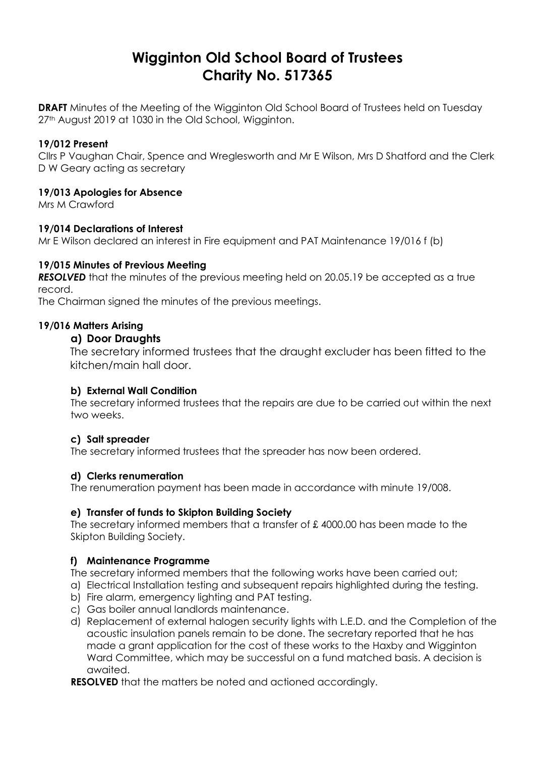# Wigginton Old School Board of Trustees
# Charity No. 517365

**DRAFT** Minutes of the Meeting of the Wigginton Old School Board of Trustees held on Tuesday 27th August 2019 at 1030 in the Old School, Wigginton.

### 19/012 Present

Cllrs P Vaughan Chair, Spence and Wreglesworth and Mr E Wilson, Mrs D Shatford and the Clerk D W Geary acting as secretary

### 19/013 Apologies for Absence

Mrs M Crawford

### 19/014 Declarations of Interest

Mr E Wilson declared an interest in Fire equipment and PAT Maintenance 19/016 f (b)

### 19/015 Minutes of Previous Meeting

***RESOLVED*** that the minutes of the previous meeting held on 20.05.19 be accepted as a true record.

The Chairman signed the minutes of the previous meetings.

### 19/016 Matters Arising

**a) Door Draughts**

The secretary informed trustees that the draught excluder has been fitted to the kitchen/main hall door.

**b) External Wall Condition**

The secretary informed trustees that the repairs are due to be carried out within the next two weeks.

**c) Salt spreader**

The secretary informed trustees that the spreader has now been ordered.

**d) Clerks renumeration**

The renumeration payment has been made in accordance with minute 19/008.

**e) Transfer of funds to Skipton Building Society**

The secretary informed members that a transfer of £ 4000.00 has been made to the Skipton Building Society.

**f) Maintenance Programme**

The secretary informed members that the following works have been carried out;

a) Electrical Installation testing and subsequent repairs highlighted during the testing.
b) Fire alarm, emergency lighting and PAT testing.
c) Gas boiler annual landlords maintenance.
d) Replacement of external halogen security lights with L.E.D. and the Completion of the acoustic insulation panels remain to be done. The secretary reported that he has made a grant application for the cost of these works to the Haxby and Wigginton Ward Committee, which may be successful on a fund matched basis. A decision is awaited.

**RESOLVED** that the matters be noted and actioned accordingly.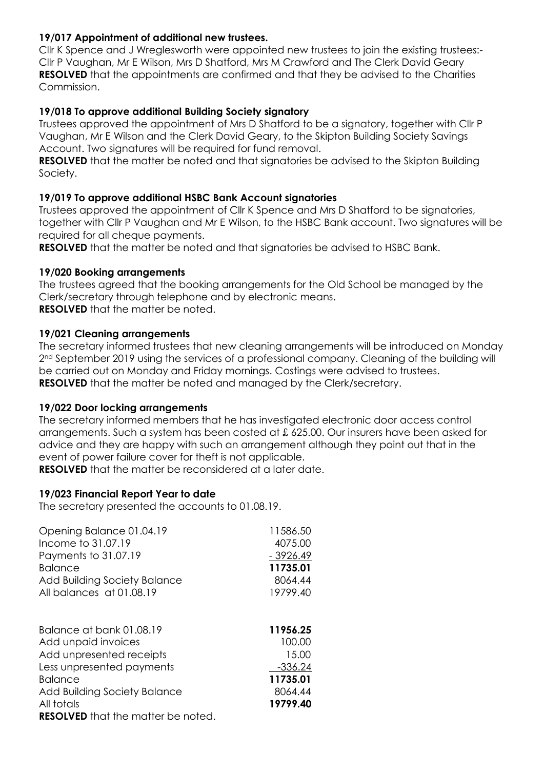**19/017 Appointment of additional new trustees.**

Cllr K Spence and J Wreglesworth were appointed new trustees to join the existing trustees:- Cllr P Vaughan, Mr E Wilson, Mrs D Shatford, Mrs M Crawford and The Clerk David Geary

**RESOLVED** that the appointments are confirmed and that they be advised to the Charities Commission.

**19/018 To approve additional Building Society signatory**

Trustees approved the appointment of Mrs D Shatford to be a signatory, together with Cllr P Vaughan, Mr E Wilson and the Clerk David Geary, to the Skipton Building Society Savings Account. Two signatures will be required for fund removal.

**RESOLVED** that the matter be noted and that signatories be advised to the Skipton Building Society.

**19/019 To approve additional HSBC Bank Account signatories**

Trustees approved the appointment of Cllr K Spence and Mrs D Shatford to be signatories, together with Cllr P Vaughan and Mr E Wilson, to the HSBC Bank account. Two signatures will be required for all cheque payments.

**RESOLVED** that the matter be noted and that signatories be advised to HSBC Bank.

**19/020 Booking arrangements**

The trustees agreed that the booking arrangements for the Old School be managed by the Clerk/secretary through telephone and by electronic means.

**RESOLVED** that the matter be noted.

**19/021 Cleaning arrangements**

The secretary informed trustees that new cleaning arrangements will be introduced on Monday 2nd September 2019 using the services of a professional company. Cleaning of the building will be carried out on Monday and Friday mornings. Costings were advised to trustees.

**RESOLVED** that the matter be noted and managed by the Clerk/secretary.

**19/022 Door locking arrangements**

The secretary informed members that he has investigated electronic door access control arrangements. Such a system has been costed at £ 625.00. Our insurers have been asked for advice and they are happy with such an arrangement although they point out that in the event of power failure cover for theft is not applicable.

**RESOLVED** that the matter be reconsidered at a later date.

**19/023 Financial Report Year to date**

The secretary presented the accounts to 01.08.19.

| | |
|---|---|
| Opening Balance 01.04.19 | 11586.50 |
| Income to 31.07.19 | 4075.00 |
| Payments to 31.07.19 | - 3926.49 |
| Balance | **11735.01** |
| Add Building Society Balance | 8064.44 |
| All balances at 01.08.19 | 19799.40 |

| | |
|---|---|
| Balance at bank 01.08.19 | **11956.25** |
| Add unpaid invoices | 100.00 |
| Add unpresented receipts | 15.00 |
| Less unpresented payments | -336.24 |
| Balance | **11735.01** |
| Add Building Society Balance | 8064.44 |
| All totals | **19799.40** |

**RESOLVED** that the matter be noted.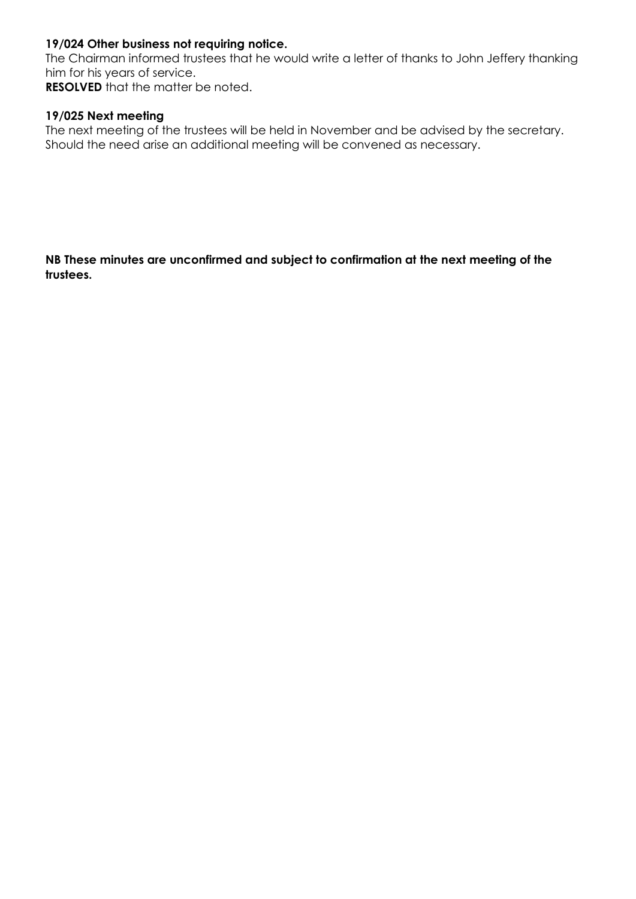**19/024 Other business not requiring notice.**
The Chairman informed trustees that he would write a letter of thanks to John Jeffery thanking him for his years of service.
**RESOLVED** that the matter be noted.

**19/025 Next meeting**
The next meeting of the trustees will be held in November and be advised by the secretary. Should the need arise an additional meeting will be convened as necessary.

**NB These minutes are unconfirmed and subject to confirmation at the next meeting of the trustees.**